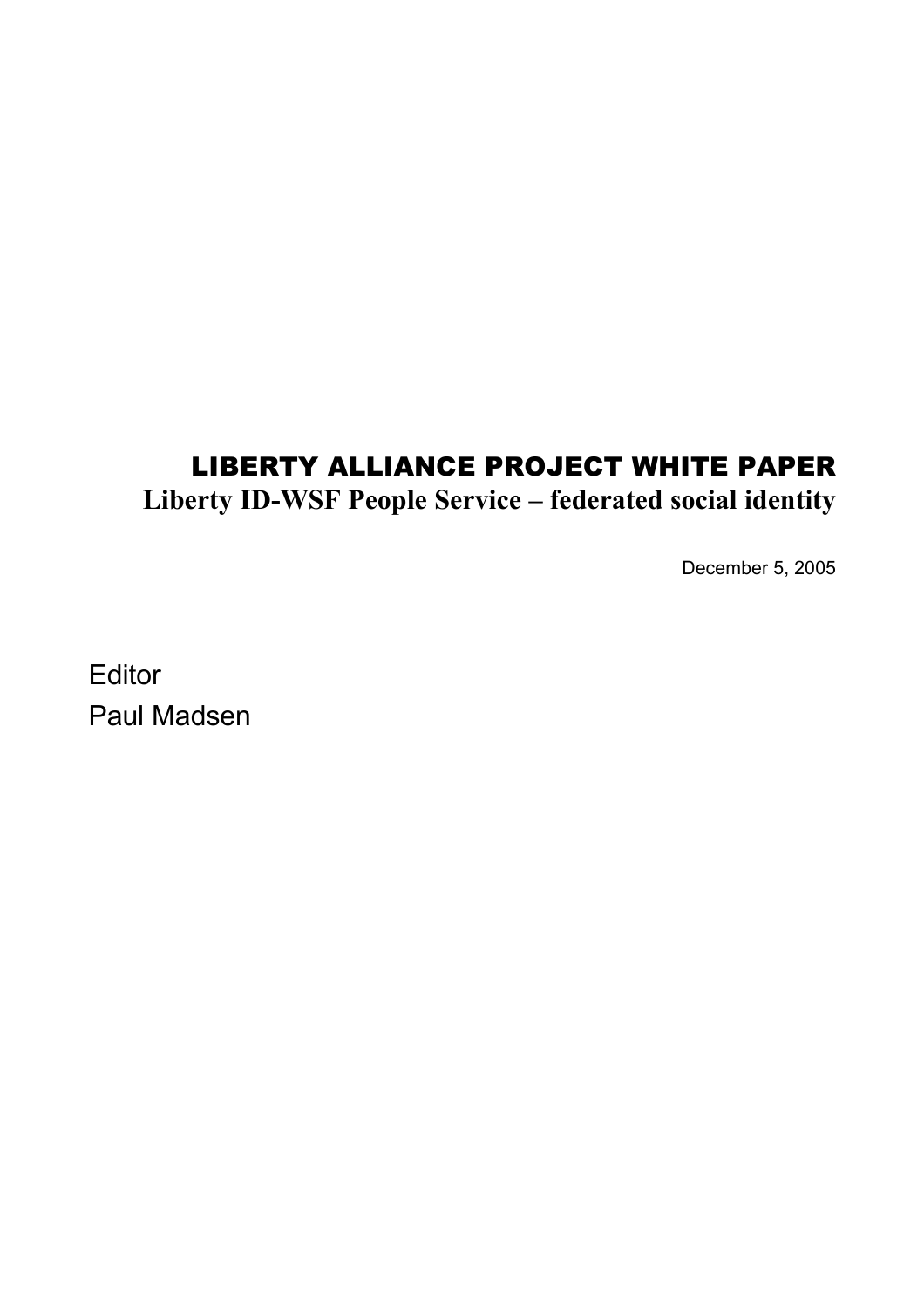# LIBERTY ALLIANCE PROJECT WHITE PAPER

## Liberty ID-WSF People Service – federated social identity

December 5, 2005

Editor

Paul Madsen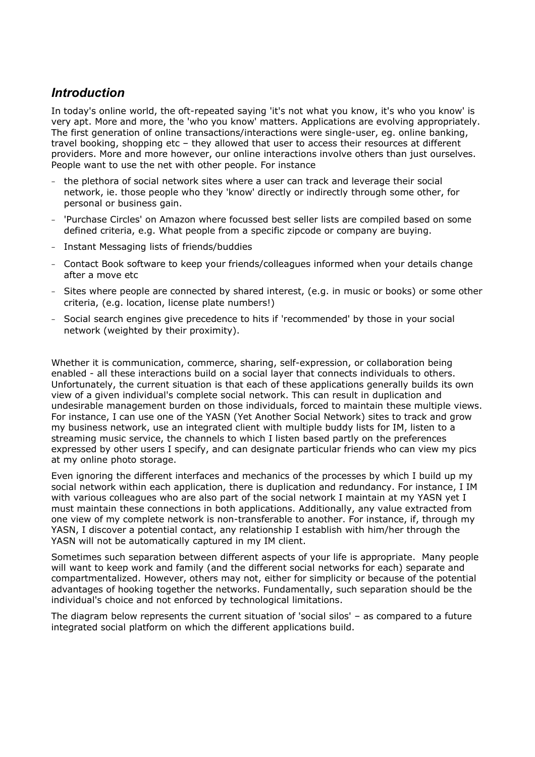## *Introduction*

In today's online world, the oft-repeated saying 'it's not what you know, it's who you know' is very apt. More and more, the 'who you know' matters. Applications are evolving appropriately. The first generation of online transactions/interactions were single-user, eg. online banking, travel booking, shopping etc – they allowed that user to access their resources at different providers. More and more however, our online interactions involve others than just ourselves. People want to use the net with other people. For instance

- the plethora of social network sites where a user can track and leverage their social network, ie. those people who they 'know' directly or indirectly through some other, for personal or business gain.
- 'Purchase Circles' on Amazon where focussed best seller lists are compiled based on some defined criteria, e.g. What people from a specific zipcode or company are buying.
- Instant Messaging lists of friends/buddies
- Contact Book software to keep your friends/colleagues informed when your details change after a move etc
- Sites where people are connected by shared interest, (e.g. in music or books) or some other criteria, (e.g. location, license plate numbers!)
- Social search engines give precedence to hits if 'recommended' by those in your social network (weighted by their proximity).

Whether it is communication, commerce, sharing, self-expression, or collaboration being enabled - all these interactions build on a social layer that connects individuals to others. Unfortunately, the current situation is that each of these applications generally builds its own view of a given individual's complete social network. This can result in duplication and undesirable management burden on those individuals, forced to maintain these multiple views. For instance, I can use one of the YASN (Yet Another Social Network) sites to track and grow my business network, use an integrated client with multiple buddy lists for IM, listen to a streaming music service, the channels to which I listen based partly on the preferences expressed by other users I specify, and can designate particular friends who can view my pics at my online photo storage.

Even ignoring the different interfaces and mechanics of the processes by which I build up my social network within each application, there is duplication and redundancy. For instance, I IM with various colleagues who are also part of the social network I maintain at my YASN yet I must maintain these connections in both applications. Additionally, any value extracted from one view of my complete network is non-transferable to another. For instance, if, through my YASN, I discover a potential contact, any relationship I establish with him/her through the YASN will not be automatically captured in my IM client.

Sometimes such separation between different aspects of your life is appropriate. Many people will want to keep work and family (and the different social networks for each) separate and compartmentalized. However, others may not, either for simplicity or because of the potential advantages of hooking together the networks. Fundamentally, such separation should be the individual's choice and not enforced by technological limitations.

The diagram below represents the current situation of 'social silos' – as compared to a future integrated social platform on which the different applications build.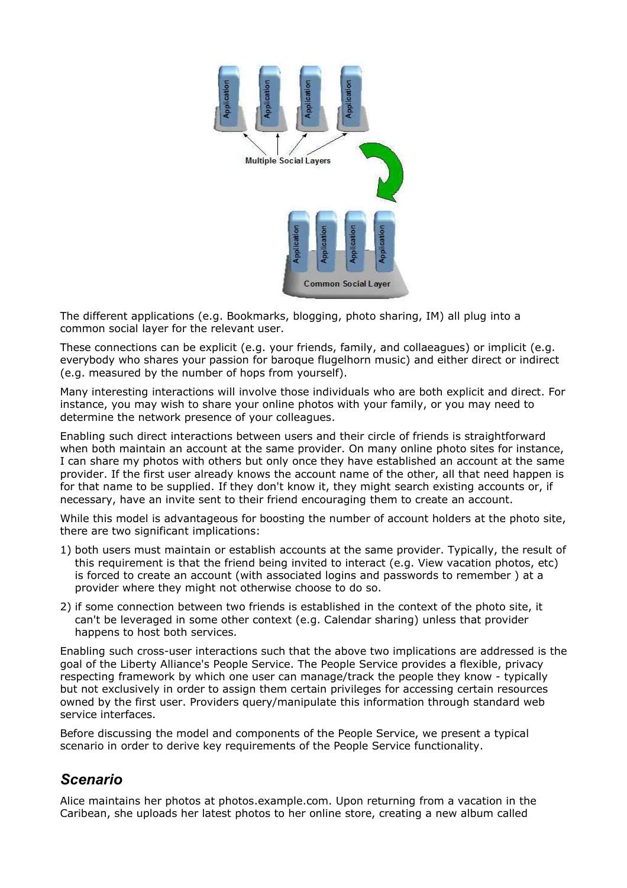The different applications (e.g. Bookmarks, blogging, photo sharing, IM) all plug into a common social layer for the relevant user.

These connections can be explicit (e.g. your friends, family, and collaeagues) or implicit (e.g. everybody who shares your passion for baroque flugelhorn music) and either direct or indirect (e.g. measured by the number of hops from yourself).

Many interesting interactions will involve those individuals who are both explicit and direct. For instance, you may wish to share your online photos with your family, or you may need to determine the network presence of your colleagues.

Enabling such direct interactions between users and their circle of friends is straightforward when both maintain an account at the same provider. On many online photo sites for instance, I can share my photos with others but only once they have established an account at the same provider. If the first user already knows the account name of the other, all that need happen is for that name to be supplied. If they don't know it, they might search existing accounts or, if necessary, have an invite sent to their friend encouraging them to create an account.

While this model is advantageous for boosting the number of account holders at the photo site, there are two significant implications:

1) both users must maintain or establish accounts at the same provider. Typically, the result of this requirement is that the friend being invited to interact (e.g. View vacation photos, etc) is forced to create an account (with associated logins and passwords to remember ) at a provider where they might not otherwise choose to do so.
2) if some connection between two friends is established in the context of the photo site, it can't be leveraged in some other context (e.g. Calendar sharing) unless that provider happens to host both services.

Enabling such cross-user interactions such that the above two implications are addressed is the goal of the Liberty Alliance's People Service. The People Service provides a flexible, privacy respecting framework by which one user can manage/track the people they know - typically but not exclusively in order to assign them certain privileges for accessing certain resources owned by the first user. Providers query/manipulate this information through standard web service interfaces.

Before discussing the model and components of the People Service, we present a typical scenario in order to derive key requirements of the People Service functionality.

## *Scenario*

Alice maintains her photos at photos.example.com. Upon returning from a vacation in the Caribean, she uploads her latest photos to her online store, creating a new album called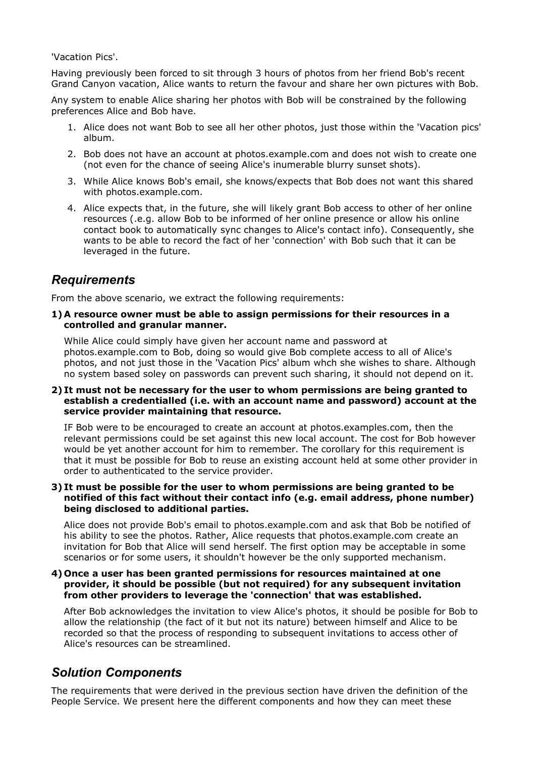'Vacation Pics'.

Having previously been forced to sit through 3 hours of photos from her friend Bob's recent Grand Canyon vacation, Alice wants to return the favour and share her own pictures with Bob.

Any system to enable Alice sharing her photos with Bob will be constrained by the following preferences Alice and Bob have.

1. Alice does not want Bob to see all her other photos, just those within the 'Vacation pics' album.
2. Bob does not have an account at photos.example.com and does not wish to create one (not even for the chance of seeing Alice's inumerable blurry sunset shots).
3. While Alice knows Bob's email, she knows/expects that Bob does not want this shared with photos.example.com.
4. Alice expects that, in the future, she will likely grant Bob access to other of her online resources (.e.g. allow Bob to be informed of her online presence or allow his online contact book to automatically sync changes to Alice's contact info). Consequently, she wants to be able to record the fact of her 'connection' with Bob such that it can be leveraged in the future.

## *Requirements*

From the above scenario, we extract the following requirements:

**1) A resource owner must be able to assign permissions for their resources in a controlled and granular manner.**

While Alice could simply have given her account name and password at photos.example.com to Bob, doing so would give Bob complete access to all of Alice's photos, and not just those in the 'Vacation Pics' album whch she wishes to share. Although no system based soley on passwords can prevent such sharing, it should not depend on it.

**2) It must not be necessary for the user to whom permissions are being granted to establish a credentialled (i.e. with an account name and password) account at the service provider maintaining that resource.**

IF Bob were to be encouraged to create an account at photos.examples.com, then the relevant permissions could be set against this new local account. The cost for Bob however would be yet another account for him to remember. The corollary for this requirement is that it must be possible for Bob to reuse an existing account held at some other provider in order to authenticated to the service provider.

**3) It must be possible for the user to whom permissions are being granted to be notified of this fact without their contact info (e.g. email address, phone number) being disclosed to additional parties.**

Alice does not provide Bob's email to photos.example.com and ask that Bob be notified of his ability to see the photos. Rather, Alice requests that photos.example.com create an invitation for Bob that Alice will send herself. The first option may be acceptable in some scenarios or for some users, it shouldn't however be the only supported mechanism.

**4) Once a user has been granted permissions for resources maintained at one provider, it should be possible (but not required) for any subsequent invitation from other providers to leverage the 'connection' that was established.**

After Bob acknowledges the invitation to view Alice's photos, it should be posible for Bob to allow the relationship (the fact of it but not its nature) between himself and Alice to be recorded so that the process of responding to subsequent invitations to access other of Alice's resources can be streamlined.

## *Solution Components*

The requirements that were derived in the previous section have driven the definition of the People Service. We present here the different components and how they can meet these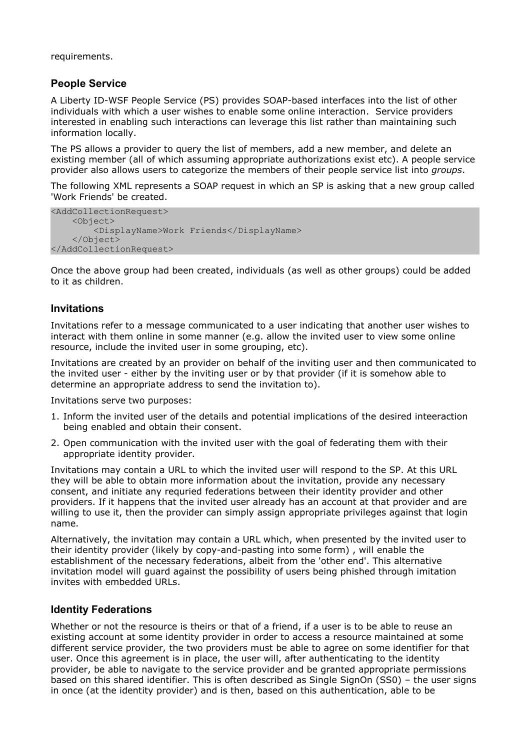requirements.

## People Service

A Liberty ID-WSF People Service (PS) provides SOAP-based interfaces into the list of other individuals with which a user wishes to enable some online interaction. Service providers interested in enabling such interactions can leverage this list rather than maintaining such information locally.

The PS allows a provider to query the list of members, add a new member, and delete an existing member (all of which assuming appropriate authorizations exist etc). A people service provider also allows users to categorize the members of their people service list into *groups*.

The following XML represents a SOAP request in which an SP is asking that a new group called 'Work Friends' be created.

```
<AddCollectionRequest>
    <Object>
        <DisplayName>Work Friends</DisplayName>
    </Object>
</AddCollectionRequest>
```

Once the above group had been created, individuals (as well as other groups) could be added to it as children.

## Invitations

Invitations refer to a message communicated to a user indicating that another user wishes to interact with them online in some manner (e.g. allow the invited user to view some online resource, include the invited user in some grouping, etc).

Invitations are created by an provider on behalf of the inviting user and then communicated to the invited user - either by the inviting user or by that provider (if it is somehow able to determine an appropriate address to send the invitation to).

Invitations serve two purposes:

1. Inform the invited user of the details and potential implications of the desired inteeraction being enabled and obtain their consent.
2. Open communication with the invited user with the goal of federating them with their appropriate identity provider.

Invitations may contain a URL to which the invited user will respond to the SP. At this URL they will be able to obtain more information about the invitation, provide any necessary consent, and initiate any requried federations between their identity provider and other providers. If it happens that the invited user already has an account at that provider and are willing to use it, then the provider can simply assign appropriate privileges against that login name.

Alternatively, the invitation may contain a URL which, when presented by the invited user to their identity provider (likely by copy-and-pasting into some form) , will enable the establishment of the necessary federations, albeit from the 'other end'. This alternative invitation model will guard against the possibility of users being phished through imitation invites with embedded URLs.

## Identity Federations

Whether or not the resource is theirs or that of a friend, if a user is to be able to reuse an existing account at some identity provider in order to access a resource maintained at some different service provider, the two providers must be able to agree on some identifier for that user. Once this agreement is in place, the user will, after authenticating to the identity provider, be able to navigate to the service provider and be granted appropriate permissions based on this shared identifier. This is often described as Single SignOn (SS0) – the user signs in once (at the identity provider) and is then, based on this authentication, able to be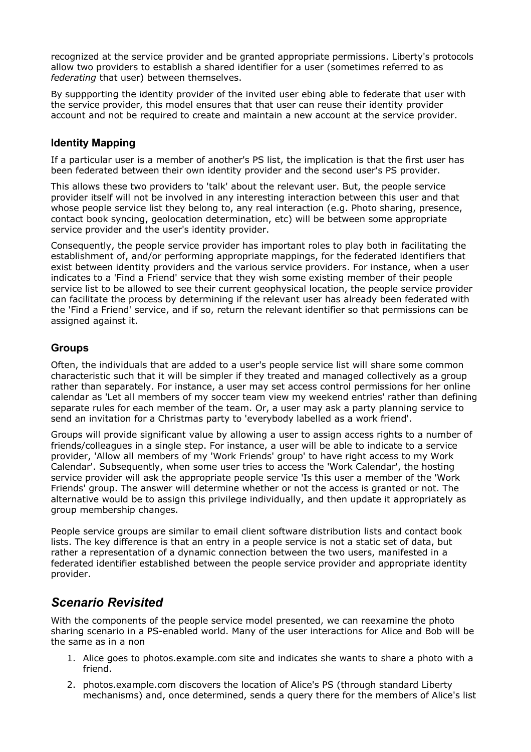recognized at the service provider and be granted appropriate permissions. Liberty's protocols allow two providers to establish a shared identifier for a user (sometimes referred to as *federating* that user) between themselves.

By suppporting the identity provider of the invited user ebing able to federate that user with the service provider, this model ensures that that user can reuse their identity provider account and not be required to create and maintain a new account at the service provider.

### Identity Mapping

If a particular user is a member of another's PS list, the implication is that the first user has been federated between their own identity provider and the second user's PS provider.

This allows these two providers to 'talk' about the relevant user. But, the people service provider itself will not be involved in any interesting interaction between this user and that whose people service list they belong to, any real interaction (e.g. Photo sharing, presence, contact book syncing, geolocation determination, etc) will be between some appropriate service provider and the user's identity provider.

Consequently, the people service provider has important roles to play both in facilitating the establishment of, and/or performing appropriate mappings, for the federated identifiers that exist between identity providers and the various service providers. For instance, when a user indicates to a 'Find a Friend' service that they wish some existing member of their people service list to be allowed to see their current geophysical location, the people service provider can facilitate the process by determining if the relevant user has already been federated with the 'Find a Friend' service, and if so, return the relevant identifier so that permissions can be assigned against it.

### Groups

Often, the individuals that are added to a user's people service list will share some common characteristic such that it will be simpler if they treated and managed collectively as a group rather than separately. For instance, a user may set access control permissions for her online calendar as 'Let all members of my soccer team view my weekend entries' rather than defining separate rules for each member of the team. Or, a user may ask a party planning service to send an invitation for a Christmas party to 'everybody labelled as a work friend'.

Groups will provide significant value by allowing a user to assign access rights to a number of friends/colleagues in a single step. For instance, a user will be able to indicate to a service provider, 'Allow all members of my 'Work Friends' group' to have right access to my Work Calendar'. Subsequently, when some user tries to access the 'Work Calendar', the hosting service provider will ask the appropriate people service 'Is this user a member of the 'Work Friends' group. The answer will determine whether or not the access is granted or not. The alternative would be to assign this privilege individually, and then update it appropriately as group membership changes.

People service groups are similar to email client software distribution lists and contact book lists. The key difference is that an entry in a people service is not a static set of data, but rather a representation of a dynamic connection between the two users, manifested in a federated identifier established between the people service provider and appropriate identity provider.

## *Scenario Revisited*

With the components of the people service model presented, we can reexamine the photo sharing scenario in a PS-enabled world. Many of the user interactions for Alice and Bob will be the same as in a non

1. Alice goes to photos.example.com site and indicates she wants to share a photo with a friend.
2. photos.example.com discovers the location of Alice's PS (through standard Liberty mechanisms) and, once determined, sends a query there for the members of Alice's list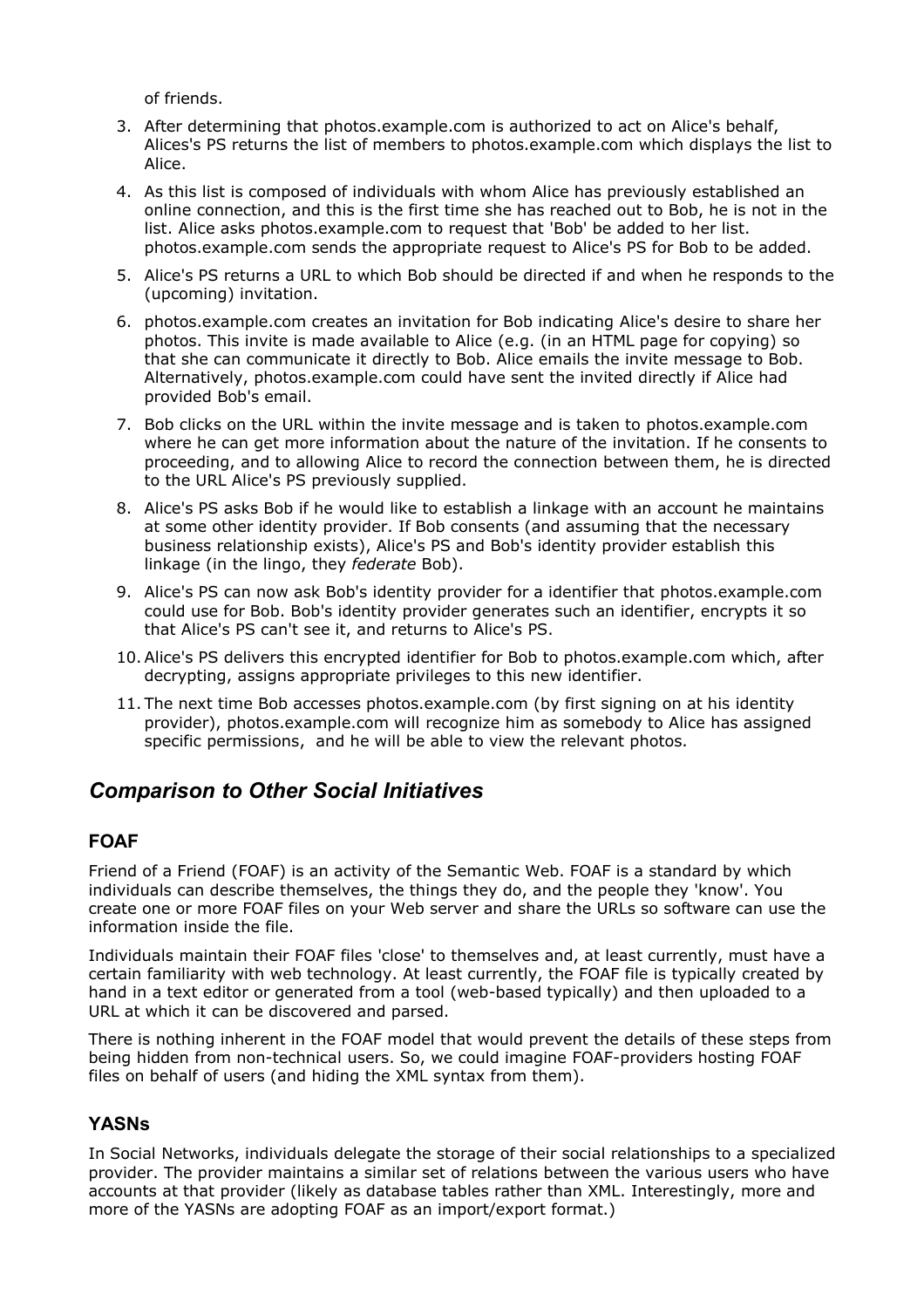of friends.

3. After determining that photos.example.com is authorized to act on Alice's behalf, Alices's PS returns the list of members to photos.example.com which displays the list to Alice.
4. As this list is composed of individuals with whom Alice has previously established an online connection, and this is the first time she has reached out to Bob, he is not in the list. Alice asks photos.example.com to request that 'Bob' be added to her list. photos.example.com sends the appropriate request to Alice's PS for Bob to be added.
5. Alice's PS returns a URL to which Bob should be directed if and when he responds to the (upcoming) invitation.
6. photos.example.com creates an invitation for Bob indicating Alice's desire to share her photos. This invite is made available to Alice (e.g. (in an HTML page for copying) so that she can communicate it directly to Bob. Alice emails the invite message to Bob. Alternatively, photos.example.com could have sent the invited directly if Alice had provided Bob's email.
7. Bob clicks on the URL within the invite message and is taken to photos.example.com where he can get more information about the nature of the invitation. If he consents to proceeding, and to allowing Alice to record the connection between them, he is directed to the URL Alice's PS previously supplied.
8. Alice's PS asks Bob if he would like to establish a linkage with an account he maintains at some other identity provider. If Bob consents (and assuming that the necessary business relationship exists), Alice's PS and Bob's identity provider establish this linkage (in the lingo, they *federate* Bob).
9. Alice's PS can now ask Bob's identity provider for a identifier that photos.example.com could use for Bob. Bob's identity provider generates such an identifier, encrypts it so that Alice's PS can't see it, and returns to Alice's PS.
10. Alice's PS delivers this encrypted identifier for Bob to photos.example.com which, after decrypting, assigns appropriate privileges to this new identifier.
11. The next time Bob accesses photos.example.com (by first signing on at his identity provider), photos.example.com will recognize him as somebody to Alice has assigned specific permissions, and he will be able to view the relevant photos.

## *Comparison to Other Social Initiatives*

### FOAF

Friend of a Friend (FOAF) is an activity of the Semantic Web. FOAF is a standard by which individuals can describe themselves, the things they do, and the people they 'know'. You create one or more FOAF files on your Web server and share the URLs so software can use the information inside the file.

Individuals maintain their FOAF files 'close' to themselves and, at least currently, must have a certain familiarity with web technology. At least currently, the FOAF file is typically created by hand in a text editor or generated from a tool (web-based typically) and then uploaded to a URL at which it can be discovered and parsed.

There is nothing inherent in the FOAF model that would prevent the details of these steps from being hidden from non-technical users. So, we could imagine FOAF-providers hosting FOAF files on behalf of users (and hiding the XML syntax from them).

### YASNs

In Social Networks, individuals delegate the storage of their social relationships to a specialized provider. The provider maintains a similar set of relations between the various users who have accounts at that provider (likely as database tables rather than XML. Interestingly, more and more of the YASNs are adopting FOAF as an import/export format.)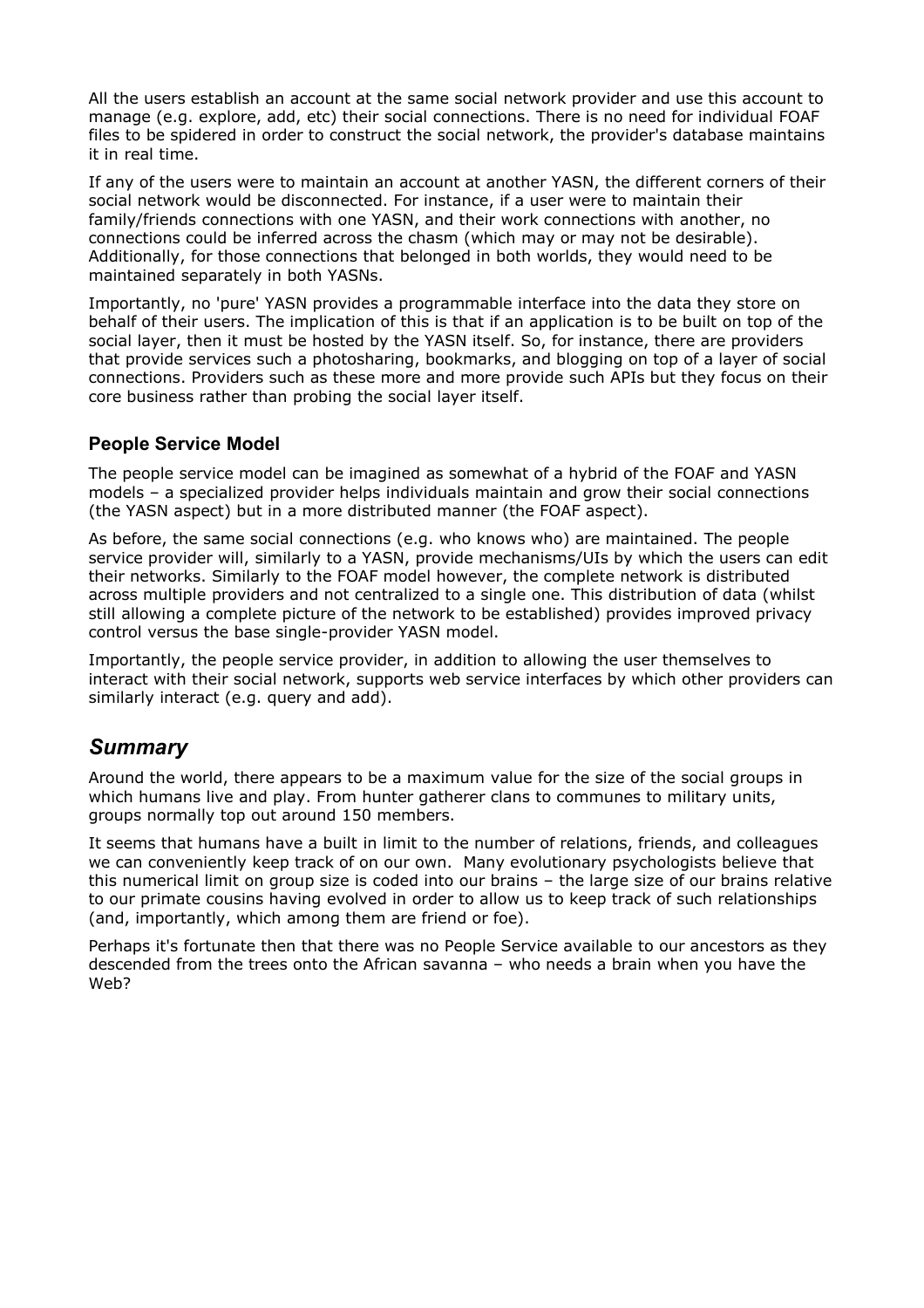All the users establish an account at the same social network provider and use this account to manage (e.g. explore, add, etc) their social connections. There is no need for individual FOAF files to be spidered in order to construct the social network, the provider's database maintains it in real time.

If any of the users were to maintain an account at another YASN, the different corners of their social network would be disconnected. For instance, if a user were to maintain their family/friends connections with one YASN, and their work connections with another, no connections could be inferred across the chasm (which may or may not be desirable). Additionally, for those connections that belonged in both worlds, they would need to be maintained separately in both YASNs.

Importantly, no 'pure' YASN provides a programmable interface into the data they store on behalf of their users. The implication of this is that if an application is to be built on top of the social layer, then it must be hosted by the YASN itself. So, for instance, there are providers that provide services such a photosharing, bookmarks, and blogging on top of a layer of social connections. Providers such as these more and more provide such APIs but they focus on their core business rather than probing the social layer itself.

### People Service Model

The people service model can be imagined as somewhat of a hybrid of the FOAF and YASN models – a specialized provider helps individuals maintain and grow their social connections (the YASN aspect) but in a more distributed manner (the FOAF aspect).

As before, the same social connections (e.g. who knows who) are maintained. The people service provider will, similarly to a YASN, provide mechanisms/UIs by which the users can edit their networks. Similarly to the FOAF model however, the complete network is distributed across multiple providers and not centralized to a single one. This distribution of data (whilst still allowing a complete picture of the network to be established) provides improved privacy control versus the base single-provider YASN model.

Importantly, the people service provider, in addition to allowing the user themselves to interact with their social network, supports web service interfaces by which other providers can similarly interact (e.g. query and add).

## *Summary*

Around the world, there appears to be a maximum value for the size of the social groups in which humans live and play. From hunter gatherer clans to communes to military units, groups normally top out around 150 members.

It seems that humans have a built in limit to the number of relations, friends, and colleagues we can conveniently keep track of on our own. Many evolutionary psychologists believe that this numerical limit on group size is coded into our brains – the large size of our brains relative to our primate cousins having evolved in order to allow us to keep track of such relationships (and, importantly, which among them are friend or foe).

Perhaps it's fortunate then that there was no People Service available to our ancestors as they descended from the trees onto the African savanna – who needs a brain when you have the Web?